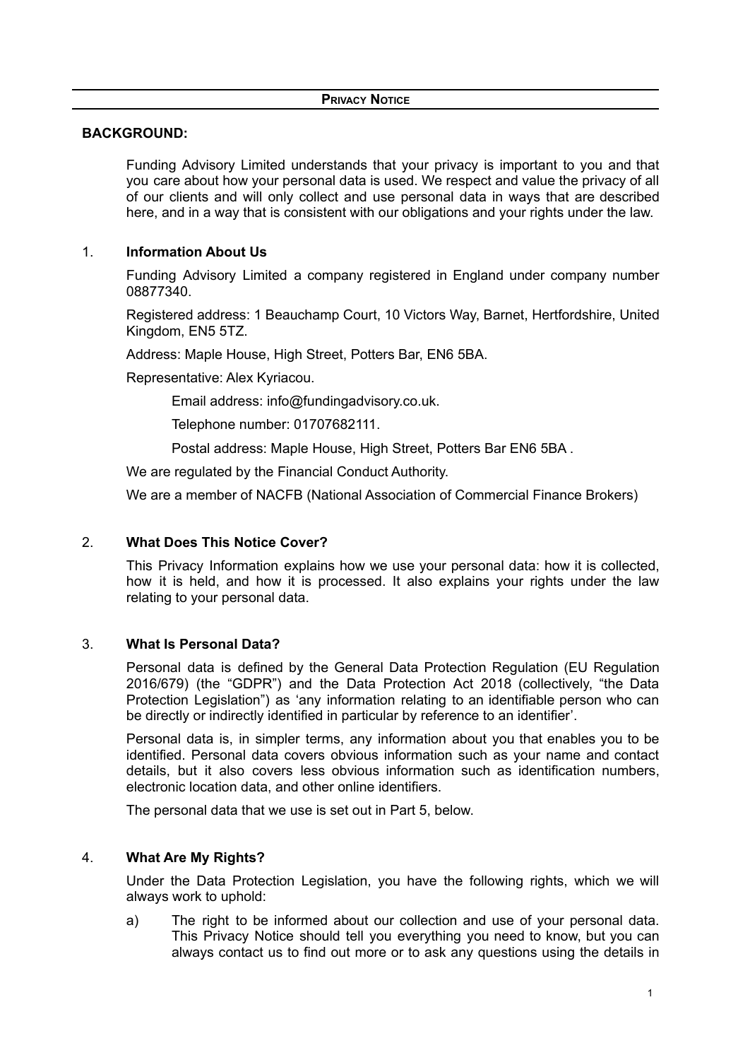# PRIVACY NOTICE

**BACKGROUND:**

Funding Advisory Limited understands that your privacy is important to you and that you care about how your personal data is used. We respect and value the privacy of all of our clients and will only collect and use personal data in ways that are described here, and in a way that is consistent with our obligations and your rights under the law.

## 1. Information About Us

Funding Advisory Limited a company registered in England under company number 08877340.

Registered address: 1 Beauchamp Court, 10 Victors Way, Barnet, Hertfordshire, United Kingdom, EN5 5TZ.

Address: Maple House, High Street, Potters Bar, EN6 5BA.

Representative: Alex Kyriacou.

Email address: info@fundingadvisory.co.uk.

Telephone number: 01707682111.

Postal address: Maple House, High Street, Potters Bar EN6 5BA .

We are regulated by the Financial Conduct Authority.

We are a member of NACFB (National Association of Commercial Finance Brokers)

## 2. What Does This Notice Cover?

This Privacy Information explains how we use your personal data: how it is collected, how it is held, and how it is processed. It also explains your rights under the law relating to your personal data.

## 3. What Is Personal Data?

Personal data is defined by the General Data Protection Regulation (EU Regulation 2016/679) (the "GDPR") and the Data Protection Act 2018 (collectively, "the Data Protection Legislation") as 'any information relating to an identifiable person who can be directly or indirectly identified in particular by reference to an identifier'.

Personal data is, in simpler terms, any information about you that enables you to be identified. Personal data covers obvious information such as your name and contact details, but it also covers less obvious information such as identification numbers, electronic location data, and other online identifiers.

The personal data that we use is set out in Part 5, below.

## 4. What Are My Rights?

Under the Data Protection Legislation, you have the following rights, which we will always work to uphold:

a) The right to be informed about our collection and use of your personal data. This Privacy Notice should tell you everything you need to know, but you can always contact us to find out more or to ask any questions using the details in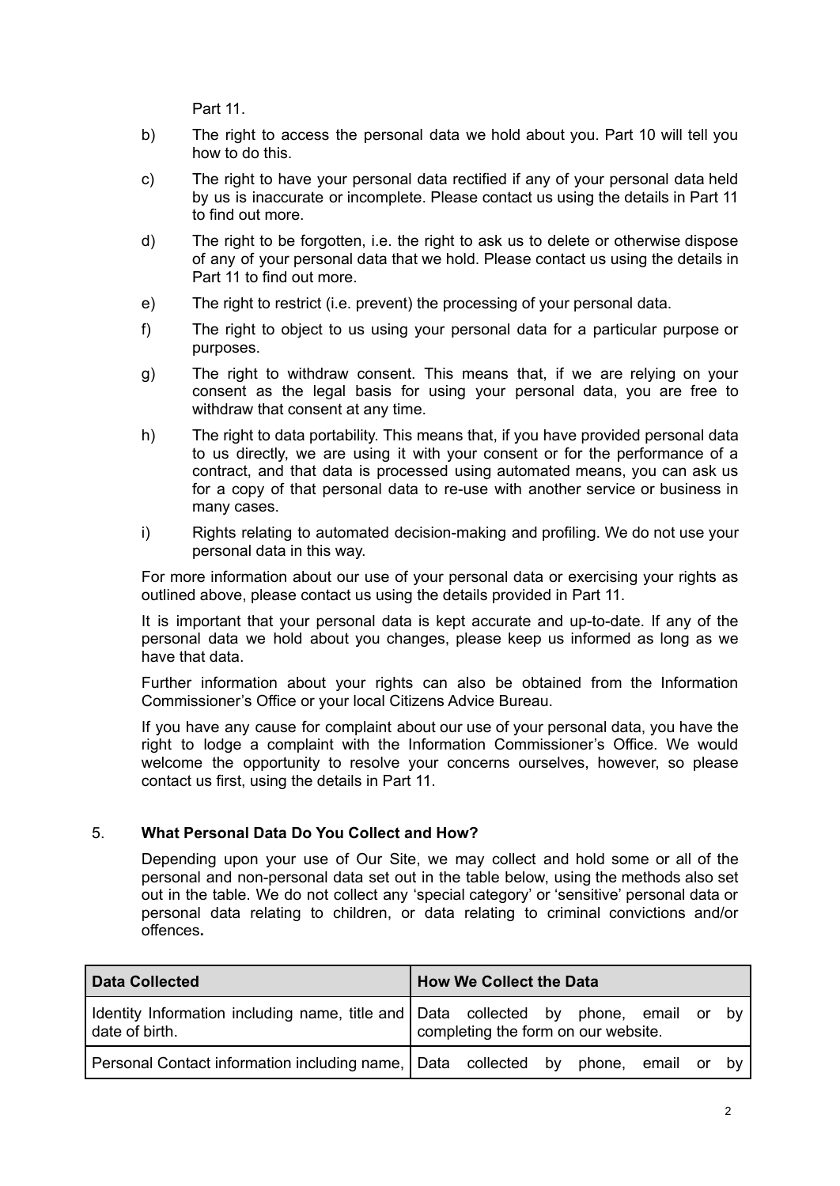Part 11.

b) The right to access the personal data we hold about you. Part 10 will tell you how to do this.

c) The right to have your personal data rectified if any of your personal data held by us is inaccurate or incomplete. Please contact us using the details in Part 11 to find out more.

d) The right to be forgotten, i.e. the right to ask us to delete or otherwise dispose of any of your personal data that we hold. Please contact us using the details in Part 11 to find out more.

e) The right to restrict (i.e. prevent) the processing of your personal data.

f) The right to object to us using your personal data for a particular purpose or purposes.

g) The right to withdraw consent. This means that, if we are relying on your consent as the legal basis for using your personal data, you are free to withdraw that consent at any time.

h) The right to data portability. This means that, if you have provided personal data to us directly, we are using it with your consent or for the performance of a contract, and that data is processed using automated means, you can ask us for a copy of that personal data to re-use with another service or business in many cases.

i) Rights relating to automated decision-making and profiling. We do not use your personal data in this way.

For more information about our use of your personal data or exercising your rights as outlined above, please contact us using the details provided in Part 11.

It is important that your personal data is kept accurate and up-to-date. If any of the personal data we hold about you changes, please keep us informed as long as we have that data.

Further information about your rights can also be obtained from the Information Commissioner's Office or your local Citizens Advice Bureau.

If you have any cause for complaint about our use of your personal data, you have the right to lodge a complaint with the Information Commissioner's Office. We would welcome the opportunity to resolve your concerns ourselves, however, so please contact us first, using the details in Part 11.

## 5. What Personal Data Do You Collect and How?

Depending upon your use of Our Site, we may collect and hold some or all of the personal and non-personal data set out in the table below, using the methods also set out in the table. We do not collect any 'special category' or 'sensitive' personal data or personal data relating to children, or data relating to criminal convictions and/or offences**.**

| Data Collected | How We Collect the Data |
| --- | --- |
| Identity Information including name, title and date of birth. | Data collected by phone, email or by completing the form on our website. |
| Personal Contact information including name, | Data collected by phone, email or by |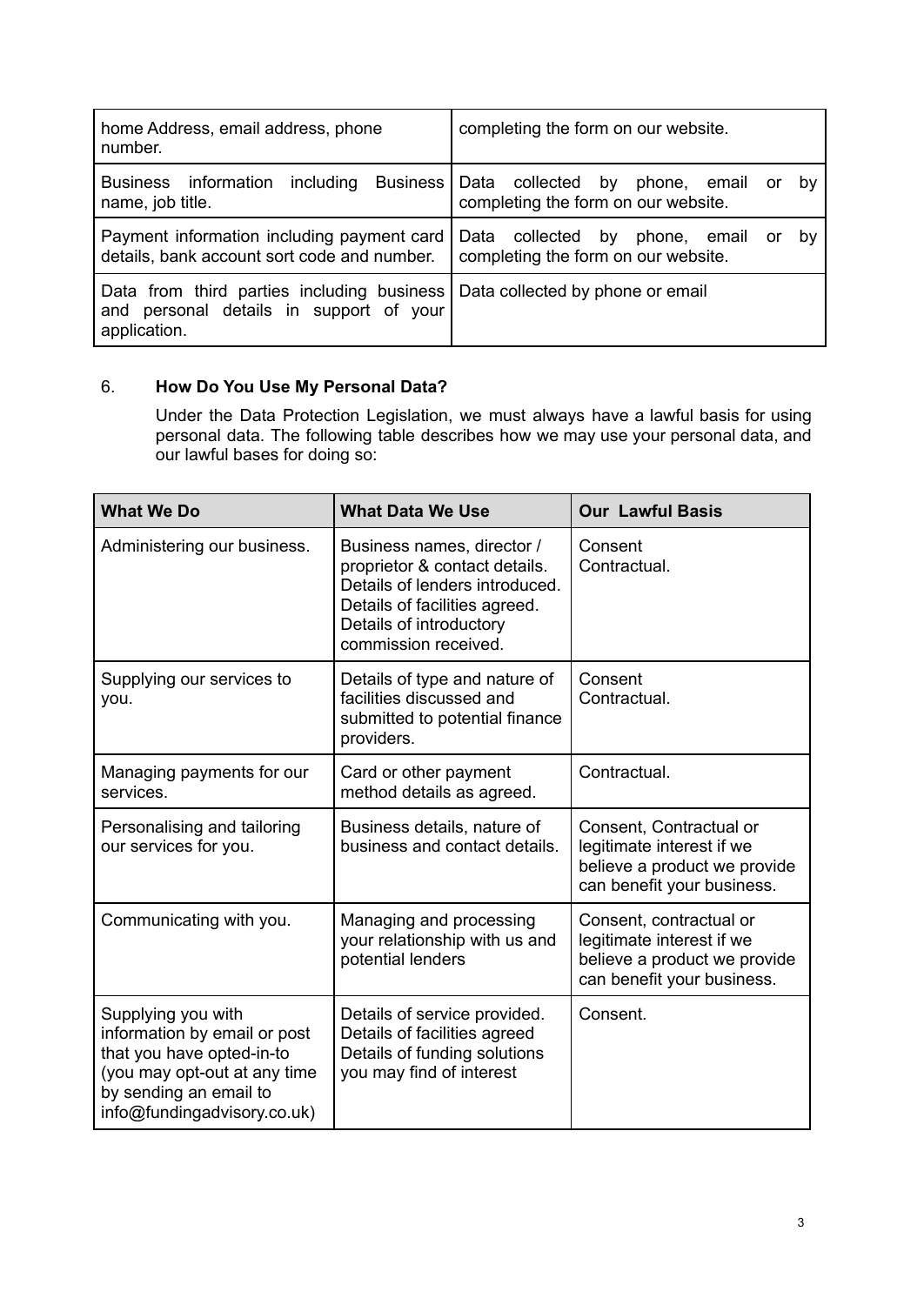| | |
|---|---|
| home Address, email address, phone number. | completing the form on our website. |
| Business information including Business name, job title. | Data collected by phone, email or by completing the form on our website. |
| Payment information including payment card details, bank account sort code and number. | Data collected by phone, email or by completing the form on our website. |
| Data from third parties including business and personal details in support of your application. | Data collected by phone or email |

6. **How Do You Use My Personal Data?**

   Under the Data Protection Legislation, we must always have a lawful basis for using personal data. The following table describes how we may use your personal data, and our lawful bases for doing so:

| What We Do | What Data We Use | Our Lawful Basis |
|---|---|---|
| Administering our business. | Business names, director / proprietor & contact details. Details of lenders introduced. Details of facilities agreed. Details of introductory commission received. | Consent Contractual. |
| Supplying our services to you. | Details of type and nature of facilities discussed and submitted to potential finance providers. | Consent Contractual. |
| Managing payments for our services. | Card or other payment method details as agreed. | Contractual. |
| Personalising and tailoring our services for you. | Business details, nature of business and contact details. | Consent, Contractual or legitimate interest if we believe a product we provide can benefit your business. |
| Communicating with you. | Managing and processing your relationship with us and potential lenders | Consent, contractual or legitimate interest if we believe a product we provide can benefit your business. |
| Supplying you with information by email or post that you have opted-in-to (you may opt-out at any time by sending an email to info@fundingadvisory.co.uk) | Details of service provided. Details of facilities agreed Details of funding solutions you may find of interest | Consent. |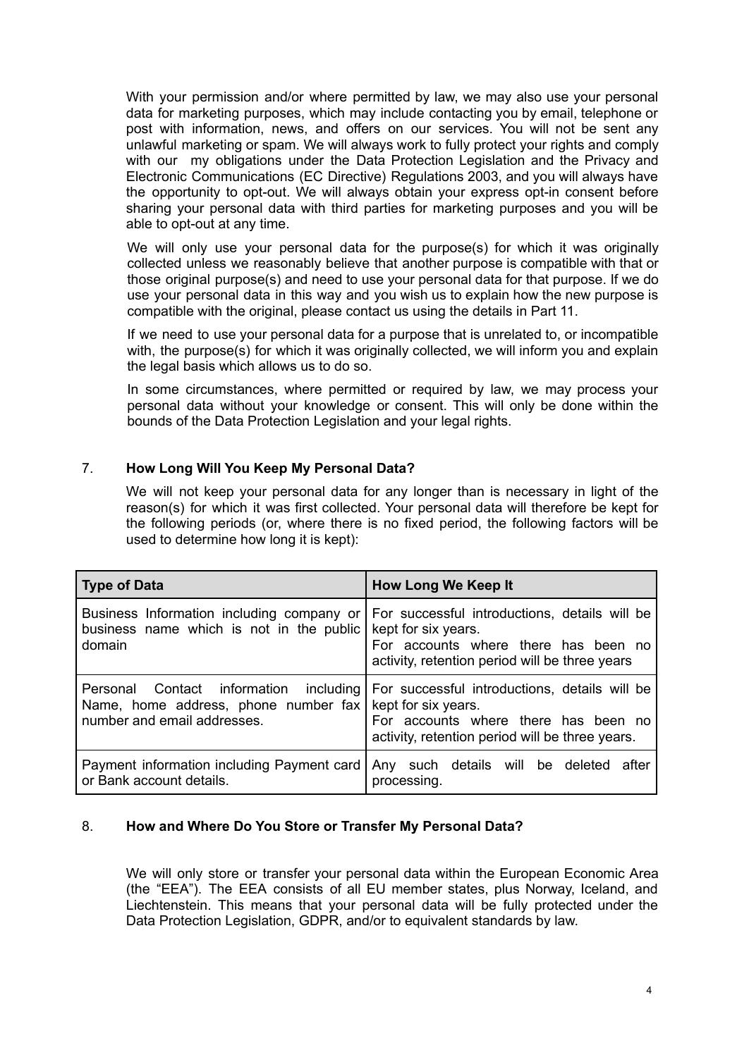With your permission and/or where permitted by law, we may also use your personal data for marketing purposes, which may include contacting you by email, telephone or post with information, news, and offers on our services. You will not be sent any unlawful marketing or spam. We will always work to fully protect your rights and comply with our my obligations under the Data Protection Legislation and the Privacy and Electronic Communications (EC Directive) Regulations 2003, and you will always have the opportunity to opt-out. We will always obtain your express opt-in consent before sharing your personal data with third parties for marketing purposes and you will be able to opt-out at any time.

We will only use your personal data for the purpose(s) for which it was originally collected unless we reasonably believe that another purpose is compatible with that or those original purpose(s) and need to use your personal data for that purpose. If we do use your personal data in this way and you wish us to explain how the new purpose is compatible with the original, please contact us using the details in Part 11.

If we need to use your personal data for a purpose that is unrelated to, or incompatible with, the purpose(s) for which it was originally collected, we will inform you and explain the legal basis which allows us to do so.

In some circumstances, where permitted or required by law, we may process your personal data without your knowledge or consent. This will only be done within the bounds of the Data Protection Legislation and your legal rights.

## 7. How Long Will You Keep My Personal Data?

We will not keep your personal data for any longer than is necessary in light of the reason(s) for which it was first collected. Your personal data will therefore be kept for the following periods (or, where there is no fixed period, the following factors will be used to determine how long it is kept):

| Type of Data | How Long We Keep It |
|---|---|
| Business Information including company or business name which is not in the public domain | For successful introductions, details will be kept for six years. For accounts where there has been no activity, retention period will be three years |
| Personal Contact information including Name, home address, phone number fax number and email addresses. | For successful introductions, details will be kept for six years. For accounts where there has been no activity, retention period will be three years. |
| Payment information including Payment card or Bank account details. | Any such details will be deleted after processing. |

## 8. How and Where Do You Store or Transfer My Personal Data?

We will only store or transfer your personal data within the European Economic Area (the "EEA"). The EEA consists of all EU member states, plus Norway, Iceland, and Liechtenstein. This means that your personal data will be fully protected under the Data Protection Legislation, GDPR, and/or to equivalent standards by law.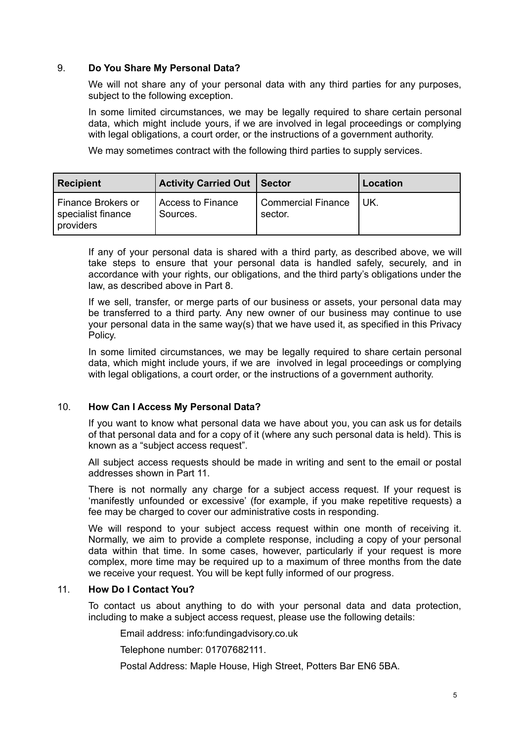## 9. Do You Share My Personal Data?

We will not share any of your personal data with any third parties for any purposes, subject to the following exception.

In some limited circumstances, we may be legally required to share certain personal data, which might include yours, if we are involved in legal proceedings or complying with legal obligations, a court order, or the instructions of a government authority.

We may sometimes contract with the following third parties to supply services.

| Recipient | Activity Carried Out | Sector | Location |
| --- | --- | --- | --- |
| Finance Brokers or specialist finance providers | Access to Finance Sources. | Commercial Finance sector. | UK. |

If any of your personal data is shared with a third party, as described above, we will take steps to ensure that your personal data is handled safely, securely, and in accordance with your rights, our obligations, and the third party's obligations under the law, as described above in Part 8.

If we sell, transfer, or merge parts of our business or assets, your personal data may be transferred to a third party. Any new owner of our business may continue to use your personal data in the same way(s) that we have used it, as specified in this Privacy Policy.

In some limited circumstances, we may be legally required to share certain personal data, which might include yours, if we are involved in legal proceedings or complying with legal obligations, a court order, or the instructions of a government authority.

## 10. How Can I Access My Personal Data?

If you want to know what personal data we have about you, you can ask us for details of that personal data and for a copy of it (where any such personal data is held). This is known as a "subject access request".

All subject access requests should be made in writing and sent to the email or postal addresses shown in Part 11.

There is not normally any charge for a subject access request. If your request is 'manifestly unfounded or excessive' (for example, if you make repetitive requests) a fee may be charged to cover our administrative costs in responding.

We will respond to your subject access request within one month of receiving it. Normally, we aim to provide a complete response, including a copy of your personal data within that time. In some cases, however, particularly if your request is more complex, more time may be required up to a maximum of three months from the date we receive your request. You will be kept fully informed of our progress.

## 11. How Do I Contact You?

To contact us about anything to do with your personal data and data protection, including to make a subject access request, please use the following details:

Email address: info:fundingadvisory.co.uk

Telephone number: 01707682111.

Postal Address: Maple House, High Street, Potters Bar EN6 5BA.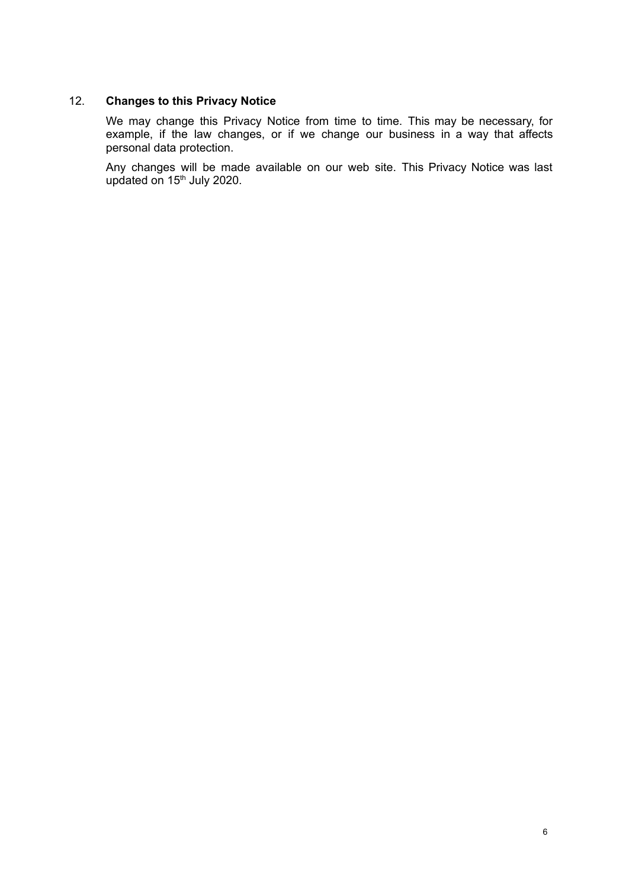## 12. Changes to this Privacy Notice

We may change this Privacy Notice from time to time. This may be necessary, for example, if the law changes, or if we change our business in a way that affects personal data protection.

Any changes will be made available on our web site. This Privacy Notice was last updated on 15th July 2020.